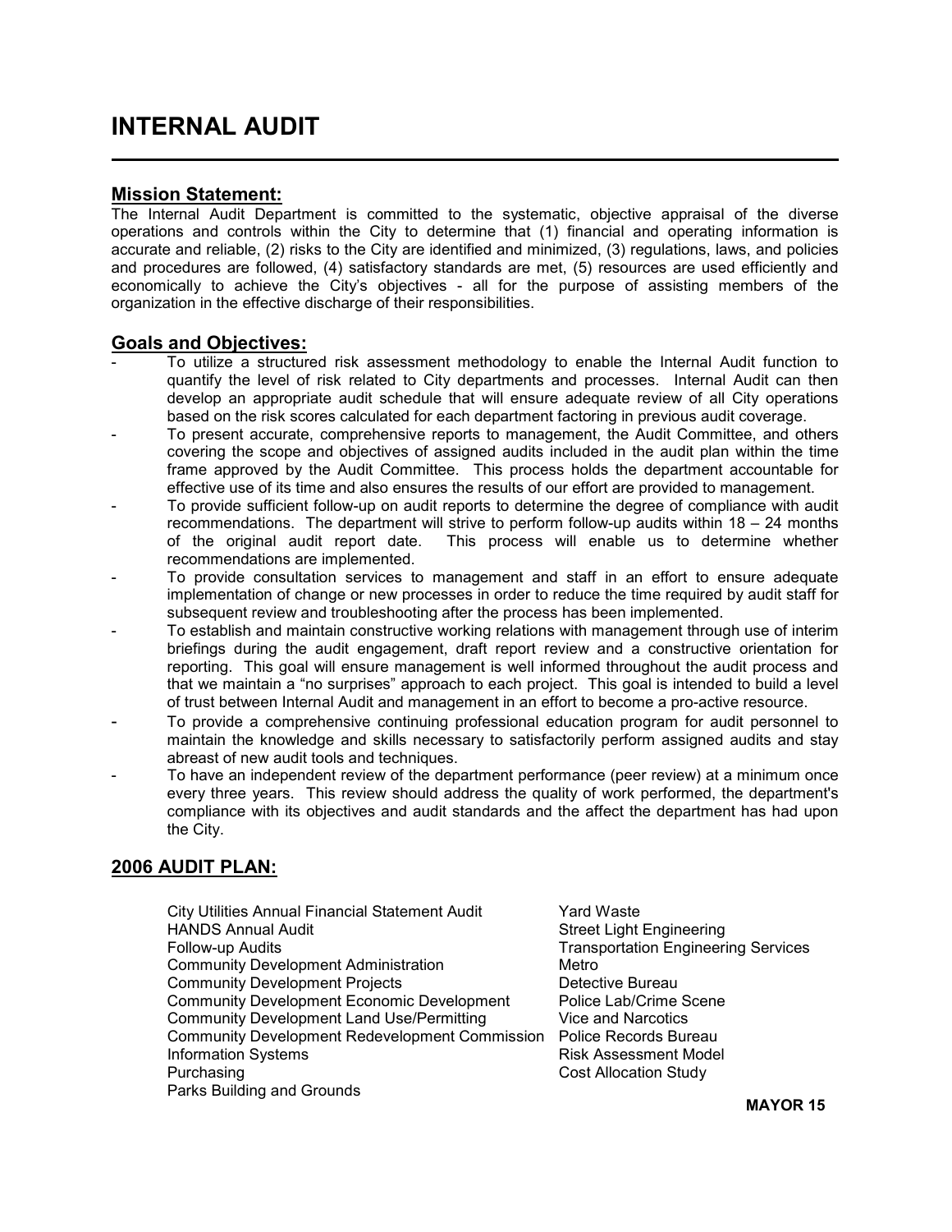// INTERNAL AUDIT

## Mission Statement:

The Internal Audit Department is committed to the systematic, objective appraisal of the diverse operations and controls within the City to determine that (1) financial and operating information is accurate and reliable, (2) risks to the City are identified and minimized, (3) regulations, laws, and policies and procedures are followed, (4) satisfactory standards are met, (5) resources are used efficiently and economically to achieve the City's objectives - all for the purpose of assisting members of the organization in the effective discharge of their responsibilities.

## Goals and Objectives:

- To utilize a structured risk assessment methodology to enable the Internal Audit function to quantify the level of risk related to City departments and processes. Internal Audit can then develop an appropriate audit schedule that will ensure adequate review of all City operations based on the risk scores calculated for each department factoring in previous audit coverage.
- To present accurate, comprehensive reports to management, the Audit Committee, and others covering the scope and objectives of assigned audits included in the audit plan within the time frame approved by the Audit Committee. This process holds the department accountable for effective use of its time and also ensures the results of our effort are provided to management.
- To provide sufficient follow-up on audit reports to determine the degree of compliance with audit recommendations. The department will strive to perform follow-up audits within 18 – 24 months of the original audit report date. This process will enable us to determine whether recommendations are implemented.
- To provide consultation services to management and staff in an effort to ensure adequate implementation of change or new processes in order to reduce the time required by audit staff for subsequent review and troubleshooting after the process has been implemented.
- To establish and maintain constructive working relations with management through use of interim briefings during the audit engagement, draft report review and a constructive orientation for reporting. This goal will ensure management is well informed throughout the audit process and that we maintain a "no surprises" approach to each project. This goal is intended to build a level of trust between Internal Audit and management in an effort to become a pro-active resource.
- To provide a comprehensive continuing professional education program for audit personnel to maintain the knowledge and skills necessary to satisfactorily perform assigned audits and stay abreast of new audit tools and techniques.
- To have an independent review of the department performance (peer review) at a minimum once every three years. This review should address the quality of work performed, the department's compliance with its objectives and audit standards and the affect the department has had upon the City.

## 2006 AUDIT PLAN:

- City Utilities Annual Financial Statement Audit
- HANDS Annual Audit
- Follow-up Audits
- Community Development Administration
- Community Development Projects
- Community Development Economic Development
- Community Development Land Use/Permitting
- Community Development Redevelopment Commission
- Information Systems
- Purchasing
- Parks Building and Grounds
- Yard Waste
- Street Light Engineering
- Transportation Engineering Services
- Metro
- Detective Bureau
- Police Lab/Crime Scene
- Vice and Narcotics
- Police Records Bureau
- Risk Assessment Model
- Cost Allocation Study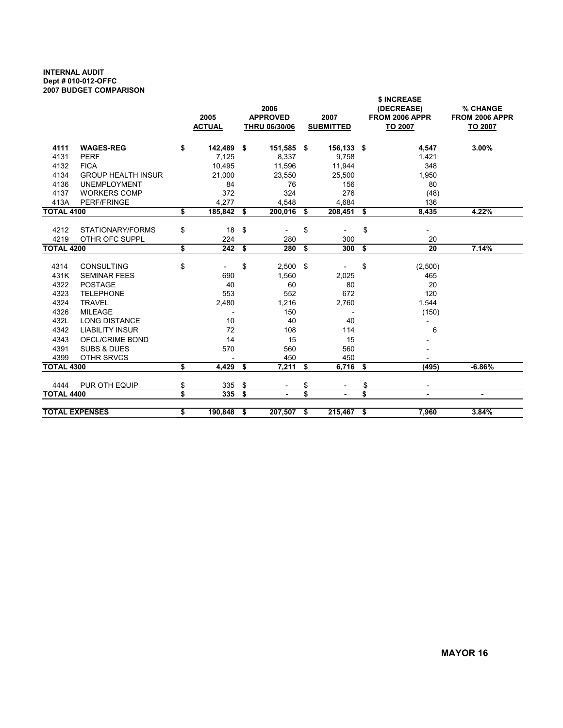**INTERNAL AUDIT**
**Dept # 010-012-OFFC**
**2007 BUDGET COMPARISON**

| | | 2005 ACTUAL | 2006 APPROVED THRU 06/30/06 | 2007 SUBMITTED | $ INCREASE (DECREASE) FROM 2006 APPR TO 2007 | % CHANGE FROM 2006 APPR TO 2007 |
|---|---|---|---|---|---|---|
| **4111** | **WAGES-REG** | **$ 142,489** | **$ 151,585** | **$ 156,133** | **$ 4,547** | **3.00%** |
| 4131 | PERF | 7,125 | 8,337 | 9,758 | 1,421 | |
| 4132 | FICA | 10,495 | 11,596 | 11,944 | 348 | |
| 4134 | GROUP HEALTH INSUR | 21,000 | 23,550 | 25,500 | 1,950 | |
| 4136 | UNEMPLOYMENT | 84 | 76 | 156 | 80 | |
| 4137 | WORKERS COMP | 372 | 324 | 276 | (48) | |
| 413A | PERF/FRINGE | 4,277 | 4,548 | 4,684 | 136 | |
| **TOTAL 4100** | | **$ 185,842** | **$ 200,016** | **$ 208,451** | **$ 8,435** | **4.22%** |
| 4212 | STATIONARY/FORMS | $ 18 | $ - | $ - | $ - | |
| 4219 | OTHR OFC SUPPL | 224 | 280 | 300 | 20 | |
| **TOTAL 4200** | | **$ 242** | **$ 280** | **$ 300** | **$ 20** | **7.14%** |
| 4314 | CONSULTING | $ - | $ 2,500 | $ - | $ (2,500) | |
| 431K | SEMINAR FEES | 690 | 1,560 | 2,025 | 465 | |
| 4322 | POSTAGE | 40 | 60 | 80 | 20 | |
| 4323 | TELEPHONE | 553 | 552 | 672 | 120 | |
| 4324 | TRAVEL | 2,480 | 1,216 | 2,760 | 1,544 | |
| 4326 | MILEAGE | - | 150 | - | (150) | |
| 432L | LONG DISTANCE | 10 | 40 | 40 | - | |
| 4342 | LIABILITY INSUR | 72 | 108 | 114 | 6 | |
| 4343 | OFCL/CRIME BOND | 14 | 15 | 15 | - | |
| 4391 | SUBS & DUES | 570 | 560 | 560 | - | |
| 4399 | OTHR SRVCS | - | 450 | 450 | - | |
| **TOTAL 4300** | | **$ 4,429** | **$ 7,211** | **$ 6,716** | **$ (495)** | **-6.86%** |
| 4444 | PUR OTH EQUIP | $ 335 | $ - | $ - | $ - | |
| **TOTAL 4400** | | **$ 335** | **$ -** | **$ -** | **$ -** | **-** |
| **TOTAL EXPENSES** | | **$ 190,848** | **$ 207,507** | **$ 215,467** | **$ 7,960** | **3.84%** |

**MAYOR 16**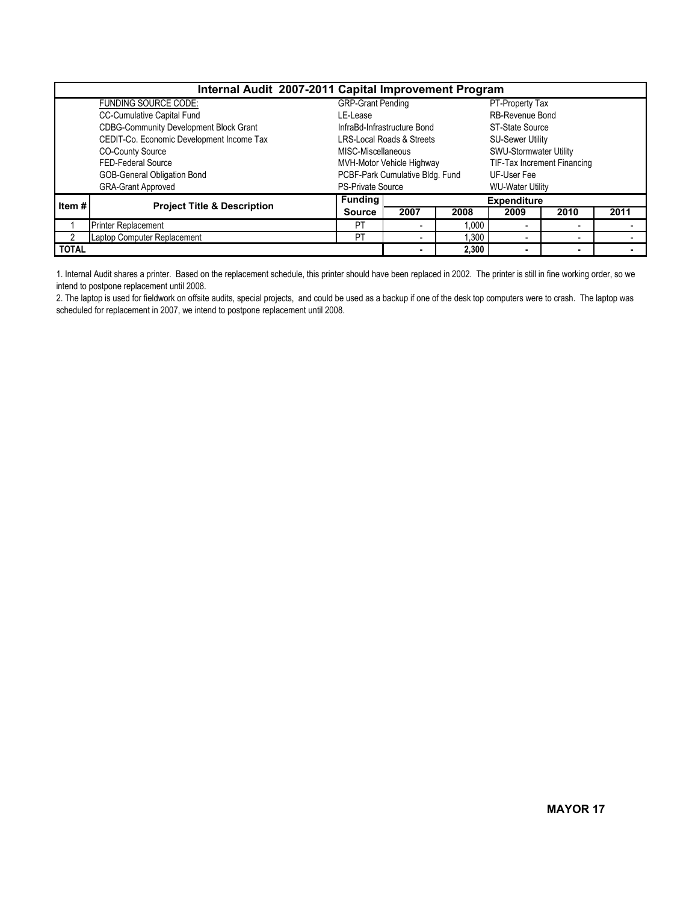| Internal Audit 2007-2011 Capital Improvement Program | | | | | | | |
|---|---|---|---|---|---|---|---|
| | FUNDING SOURCE CODE: | GRP-Grant Pending | | | PT-Property Tax | | |
| | CC-Cumulative Capital Fund | LE-Lease | | | RB-Revenue Bond | | |
| | CDBG-Community Development Block Grant | InfraBd-Infrastructure Bond | | | ST-State Source | | |
| | CEDIT-Co. Economic Development Income Tax | LRS-Local Roads & Streets | | | SU-Sewer Utility | | |
| | CO-County Source | MISC-Miscellaneous | | | SWU-Stormwater Utility | | |
| | FED-Federal Source | MVH-Motor Vehicle Highway | | | TIF-Tax Increment Financing | | |
| | GOB-General Obligation Bond | PCBF-Park Cumulative Bldg. Fund | | | UF-User Fee | | |
| | GRA-Grant Approved | PS-Private Source | | | WU-Water Utility | | |
| **Item #** | **Project Title & Description** | **Funding** | **Expenditure** | | | | |
| | | **Source** | **2007** | **2008** | **2009** | **2010** | **2011** |
| 1 | Printer Replacement | PT | - | 1,000 | - | - | - |
| 2 | Laptop Computer Replacement | PT | - | 1,300 | - | - | - |
| **TOTAL** | | | **-** | **2,300** | **-** | **-** | **-** |

1. Internal Audit shares a printer. Based on the replacement schedule, this printer should have been replaced in 2002. The printer is still in fine working order, so we intend to postpone replacement until 2008.

2. The laptop is used for fieldwork on offsite audits, special projects, and could be used as a backup if one of the desk top computers were to crash. The laptop was scheduled for replacement in 2007, we intend to postpone replacement until 2008.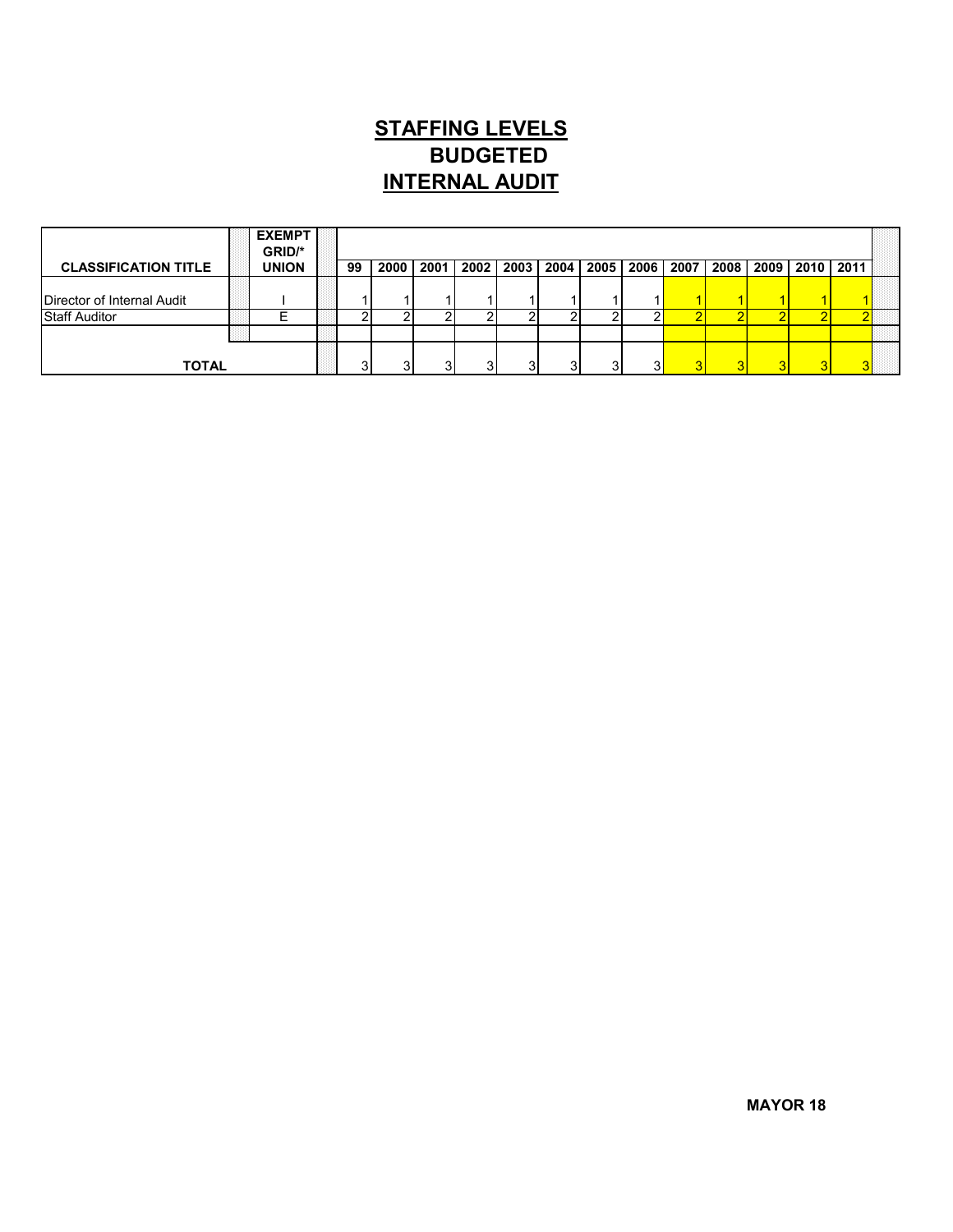# STAFFING LEVELS
## BUDGETED
## INTERNAL AUDIT

| CLASSIFICATION TITLE | EXEMPT GRID/* UNION | 99 | 2000 | 2001 | 2002 | 2003 | 2004 | 2005 | 2006 | 2007 | 2008 | 2009 | 2010 | 2011 |
|---|---|---|---|---|---|---|---|---|---|---|---|---|---|---|
| Director of Internal Audit | I | 1 | 1 | 1 | 1 | 1 | 1 | 1 | 1 | 1 | 1 | 1 | 1 | 1 |
| Staff Auditor | E | 2 | 2 | 2 | 2 | 2 | 2 | 2 | 2 | 2 | 2 | 2 | 2 | 2 |
| | | | | | | | | | | | | | | |
| TOTAL | | 3 | 3 | 3 | 3 | 3 | 3 | 3 | 3 | 3 | 3 | 3 | 3 | 3 |

MAYOR 18